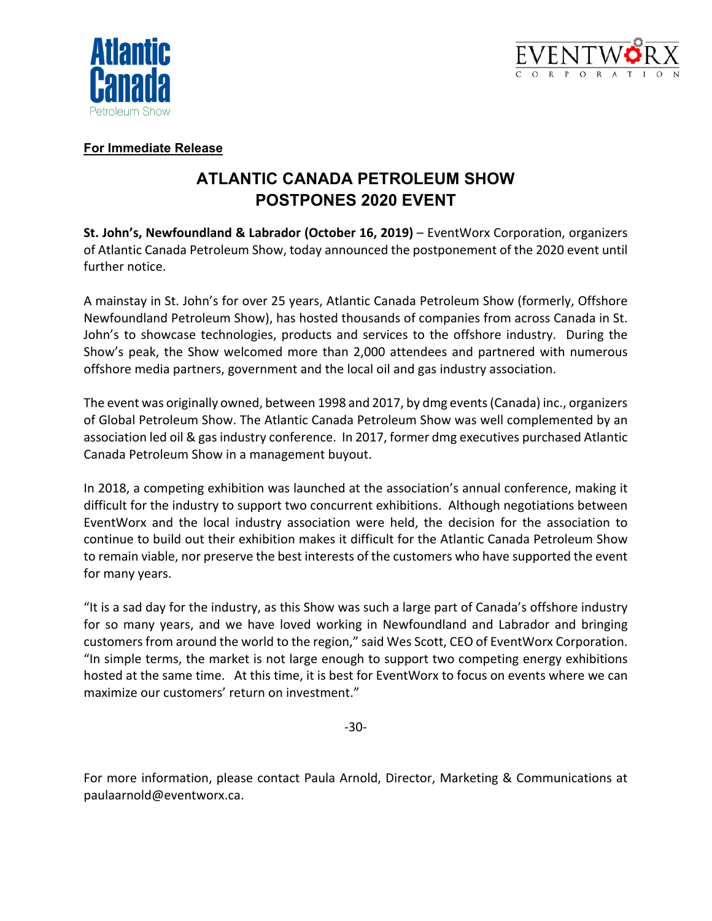**For Immediate Release**

# ATLANTIC CANADA PETROLEUM SHOW POSTPONES 2020 EVENT

**St. John's, Newfoundland & Labrador (October 16, 2019)** – EventWorx Corporation, organizers of Atlantic Canada Petroleum Show, today announced the postponement of the 2020 event until further notice.

A mainstay in St. John's for over 25 years, Atlantic Canada Petroleum Show (formerly, Offshore Newfoundland Petroleum Show), has hosted thousands of companies from across Canada in St. John's to showcase technologies, products and services to the offshore industry. During the Show's peak, the Show welcomed more than 2,000 attendees and partnered with numerous offshore media partners, government and the local oil and gas industry association.

The event was originally owned, between 1998 and 2017, by dmg events (Canada) inc., organizers of Global Petroleum Show. The Atlantic Canada Petroleum Show was well complemented by an association led oil & gas industry conference. In 2017, former dmg executives purchased Atlantic Canada Petroleum Show in a management buyout.

In 2018, a competing exhibition was launched at the association's annual conference, making it difficult for the industry to support two concurrent exhibitions. Although negotiations between EventWorx and the local industry association were held, the decision for the association to continue to build out their exhibition makes it difficult for the Atlantic Canada Petroleum Show to remain viable, nor preserve the best interests of the customers who have supported the event for many years.

"It is a sad day for the industry, as this Show was such a large part of Canada's offshore industry for so many years, and we have loved working in Newfoundland and Labrador and bringing customers from around the world to the region," said Wes Scott, CEO of EventWorx Corporation. "In simple terms, the market is not large enough to support two competing energy exhibitions hosted at the same time. At this time, it is best for EventWorx to focus on events where we can maximize our customers' return on investment."

-30-

For more information, please contact Paula Arnold, Director, Marketing & Communications at paulaarnold@eventworx.ca.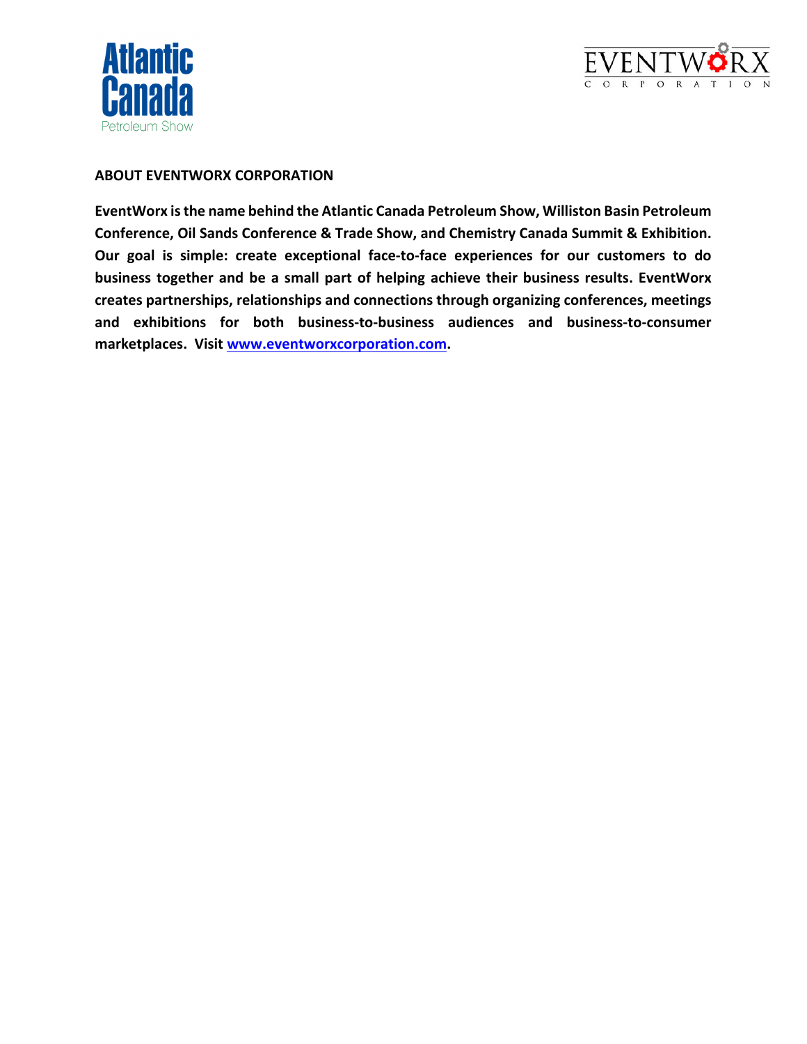## ABOUT EVENTWORX CORPORATION

**EventWorx is the name behind the Atlantic Canada Petroleum Show, Williston Basin Petroleum Conference, Oil Sands Conference & Trade Show, and Chemistry Canada Summit & Exhibition. Our goal is simple: create exceptional face-to-face experiences for our customers to do business together and be a small part of helping achieve their business results. EventWorx creates partnerships, relationships and connections through organizing conferences, meetings and exhibitions for both business-to-business audiences and business-to-consumer marketplaces. Visit [www.eventworxcorporation.com](http://www.eventworxcorporation.com).**